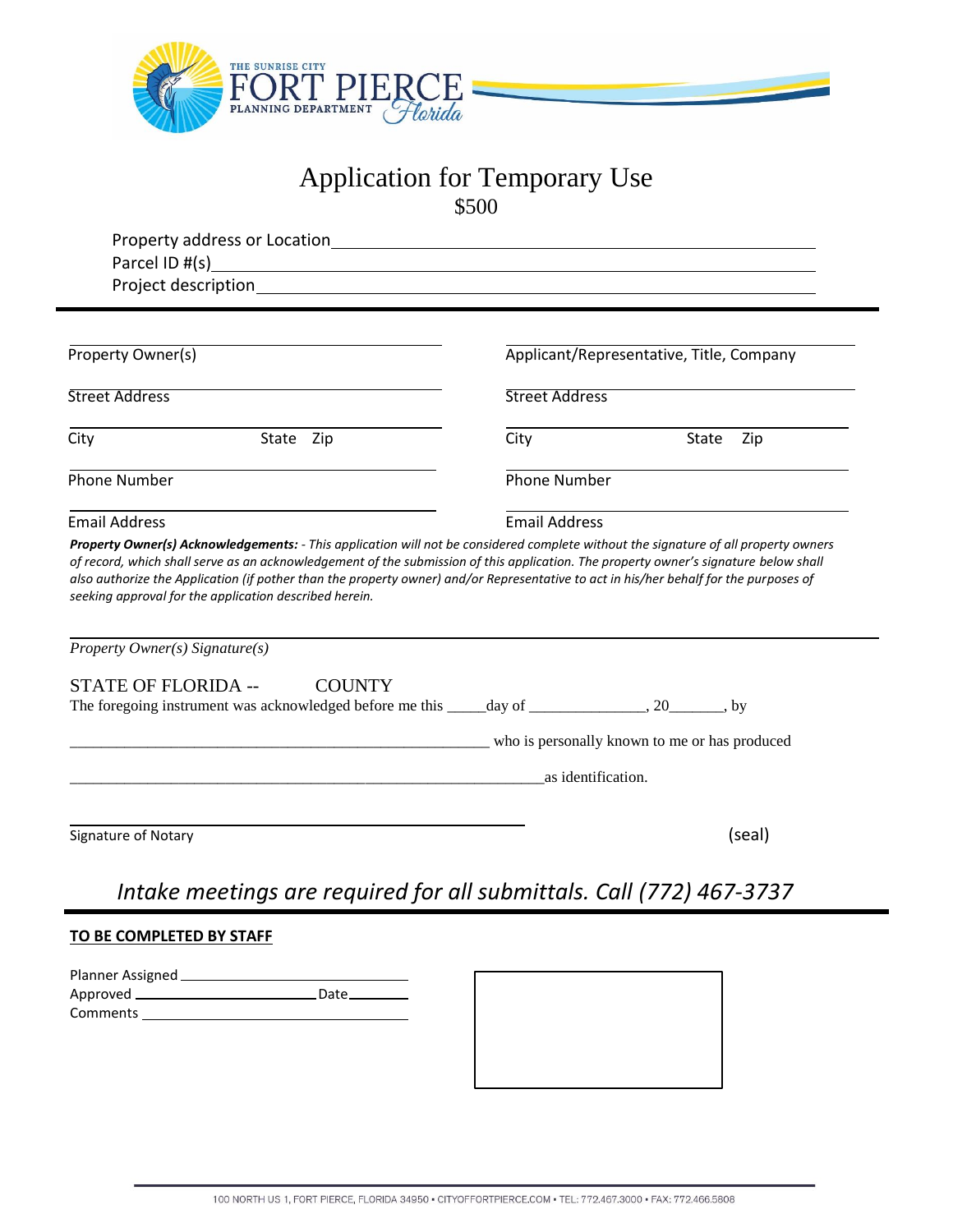THE SUNRISE CITY
FORT PIERCE
PLANNING DEPARTMENT
Florida

# Application for Temporary Use

$500

Property address or Location ______________________________

Parcel ID #(s) ______________________________

Project description ______________________________

---

| | |
|---|---|
| Property Owner(s) | Applicant/Representative, Title, Company |
| Street Address | Street Address |
| City State Zip | City State Zip |
| Phone Number | Phone Number |
| Email Address | Email Address |

***Property Owner(s) Acknowledgements:*** *- This application will not be considered complete without the signature of all property owners of record, which shall serve as an acknowledgement of the submission of this application. The property owner's signature below shall also authorize the Application (if pother than the property owner) and/or Representative to act in his/her behalf for the purposes of seeking approval for the application described herein.*

______________________________

*Property Owner(s) Signature(s)*

STATE OF FLORIDA -- COUNTY

The foregoing instrument was acknowledged before me this _____day of _______________, 20_______, by

_________________________________________________________ who is personally known to me or has produced

_________________________________________________________as identification.

______________________________

Signature of Notary (seal)

*Intake meetings are required for all submittals. Call (772) 467-3737*

---

**TO BE COMPLETED BY STAFF**

Planner Assigned ______________________________

Approved ______________________________ Date__________

Comments ______________________________

100 NORTH US 1, FORT PIERCE, FLORIDA 34950 • CITYOFFORTPIERCE.COM • TEL: 772.467.3000 • FAX: 772.466.5808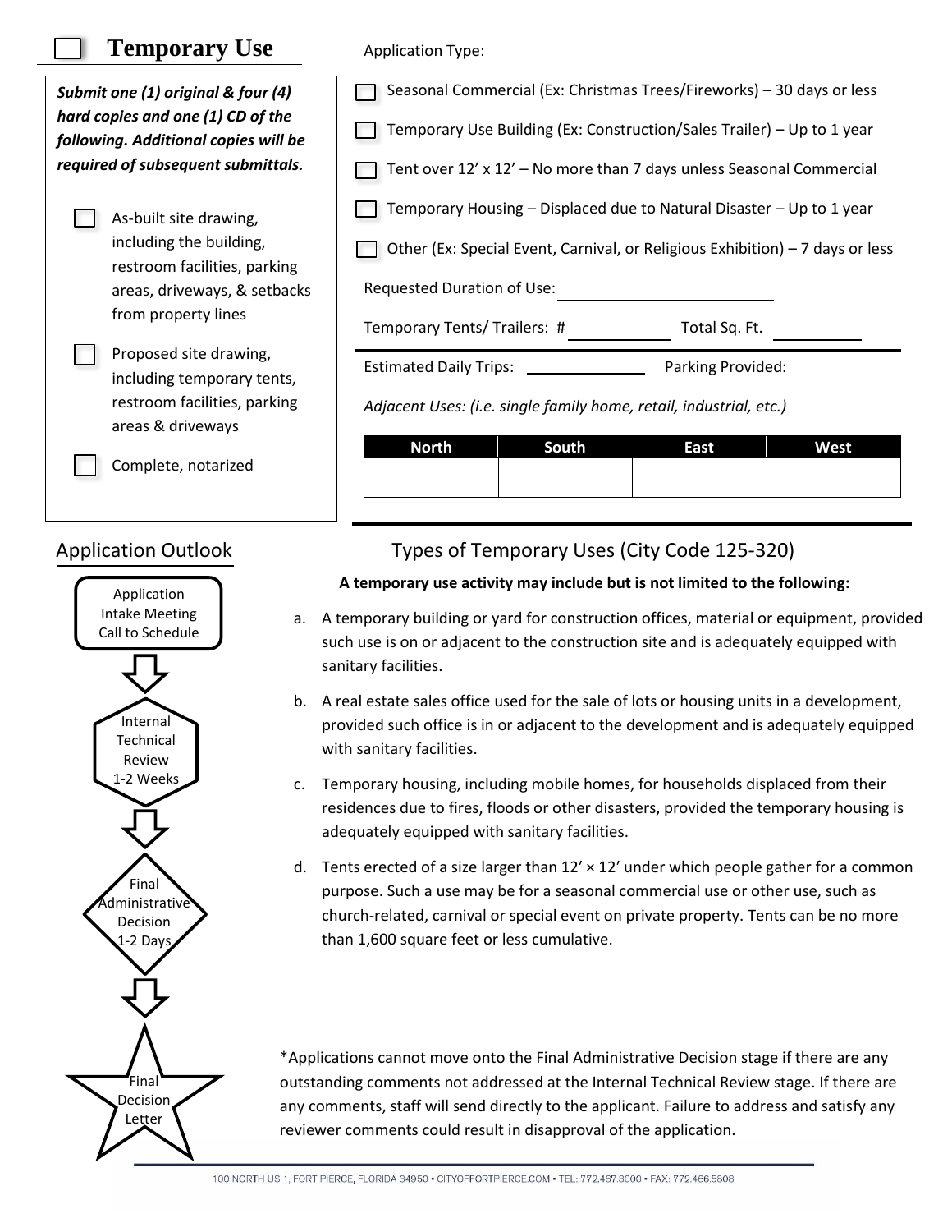## ☐ Temporary Use

***Submit one (1) original & four (4) hard copies and one (1) CD of the following. Additional copies will be required of subsequent submittals.***

- ☐ As-built site drawing, including the building, restroom facilities, parking areas, driveways, & setbacks from property lines
- ☐ Proposed site drawing, including temporary tents, restroom facilities, parking areas & driveways
- ☐ Complete, notarized

Application Type:

- ☐ Seasonal Commercial (Ex: Christmas Trees/Fireworks) – 30 days or less
- ☐ Temporary Use Building (Ex: Construction/Sales Trailer) – Up to 1 year
- ☐ Tent over 12' x 12' – No more than 7 days unless Seasonal Commercial
- ☐ Temporary Housing – Displaced due to Natural Disaster – Up to 1 year
- ☐ Other (Ex: Special Event, Carnival, or Religious Exhibition) – 7 days or less

Requested Duration of Use: ____________________

Temporary Tents/ Trailers: # __________ Total Sq. Ft. __________

Estimated Daily Trips: __________ Parking Provided: __________

*Adjacent Uses: (i.e. single family home, retail, industrial, etc.)*

| North | South | East | West |
|---|---|---|---|
| | | | |

## Application Outlook

Application Intake Meeting Call to Schedule

↓

Internal Technical Review 1-2 Weeks

↓

Final Administrative Decision 1-2 Days

↓

Final Decision Letter

## Types of Temporary Uses (City Code 125-320)

**A temporary use activity may include but is not limited to the following:**

a. A temporary building or yard for construction offices, material or equipment, provided such use is on or adjacent to the construction site and is adequately equipped with sanitary facilities.

b. A real estate sales office used for the sale of lots or housing units in a development, provided such office is in or adjacent to the development and is adequately equipped with sanitary facilities.

c. Temporary housing, including mobile homes, for households displaced from their residences due to fires, floods or other disasters, provided the temporary housing is adequately equipped with sanitary facilities.

d. Tents erected of a size larger than 12' × 12' under which people gather for a common purpose. Such a use may be for a seasonal commercial use or other use, such as church-related, carnival or special event on private property. Tents can be no more than 1,600 square feet or less cumulative.

*Applications cannot move onto the Final Administrative Decision stage if there are any outstanding comments not addressed at the Internal Technical Review stage. If there are any comments, staff will send directly to the applicant. Failure to address and satisfy any reviewer comments could result in disapproval of the application.